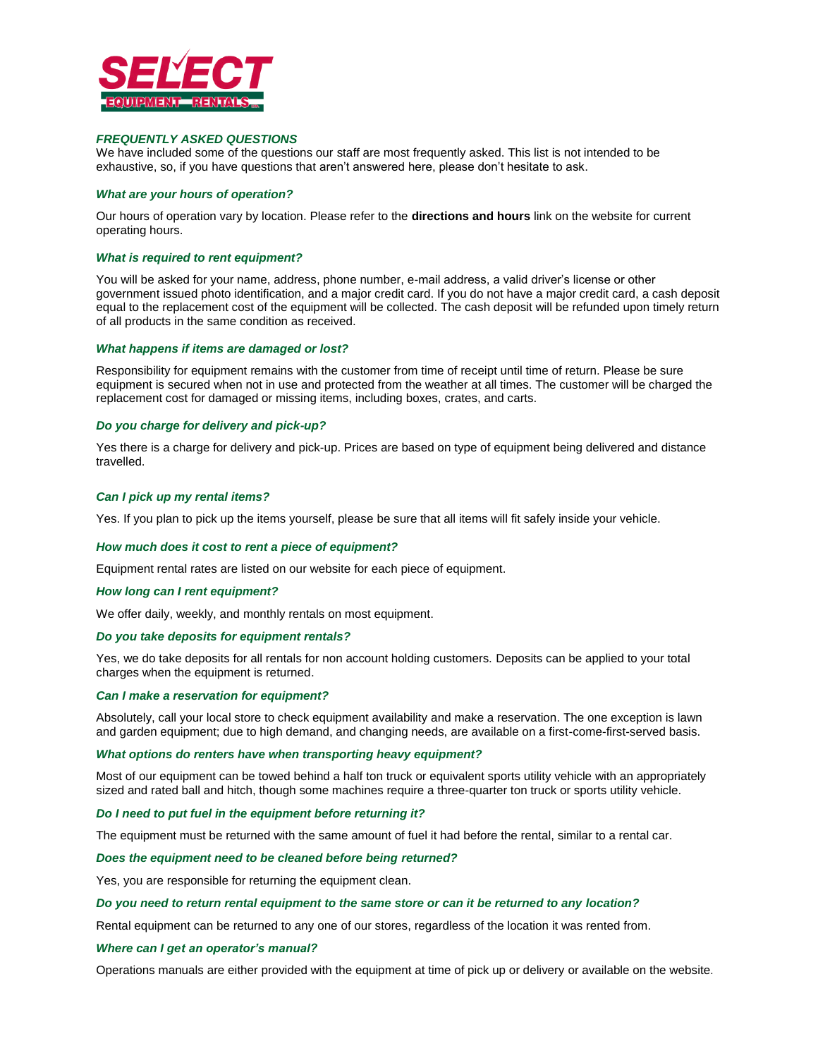# SELECT EQUIPMENT RENTALS

## *FREQUENTLY ASKED QUESTIONS*

We have included some of the questions our staff are most frequently asked. This list is not intended to be exhaustive, so, if you have questions that aren't answered here, please don't hesitate to ask.

### *What are your hours of operation?*

Our hours of operation vary by location. Please refer to the **directions and hours** link on the website for current operating hours.

### *What is required to rent equipment?*

You will be asked for your name, address, phone number, e-mail address, a valid driver's license or other government issued photo identification, and a major credit card. If you do not have a major credit card, a cash deposit equal to the replacement cost of the equipment will be collected. The cash deposit will be refunded upon timely return of all products in the same condition as received.

### *What happens if items are damaged or lost?*

Responsibility for equipment remains with the customer from time of receipt until time of return. Please be sure equipment is secured when not in use and protected from the weather at all times. The customer will be charged the replacement cost for damaged or missing items, including boxes, crates, and carts.

### *Do you charge for delivery and pick-up?*

Yes there is a charge for delivery and pick-up. Prices are based on type of equipment being delivered and distance travelled.

### *Can I pick up my rental items?*

Yes. If you plan to pick up the items yourself, please be sure that all items will fit safely inside your vehicle.

### *How much does it cost to rent a piece of equipment?*

Equipment rental rates are listed on our website for each piece of equipment.

### *How long can I rent equipment?*

We offer daily, weekly, and monthly rentals on most equipment.

### *Do you take deposits for equipment rentals?*

Yes, we do take deposits for all rentals for non account holding customers. Deposits can be applied to your total charges when the equipment is returned.

### *Can I make a reservation for equipment?*

Absolutely, call your local store to check equipment availability and make a reservation. The one exception is lawn and garden equipment; due to high demand, and changing needs, are available on a first-come-first-served basis.

### *What options do renters have when transporting heavy equipment?*

Most of our equipment can be towed behind a half ton truck or equivalent sports utility vehicle with an appropriately sized and rated ball and hitch, though some machines require a three-quarter ton truck or sports utility vehicle.

### *Do I need to put fuel in the equipment before returning it?*

The equipment must be returned with the same amount of fuel it had before the rental, similar to a rental car.

### *Does the equipment need to be cleaned before being returned?*

Yes, you are responsible for returning the equipment clean.

### *Do you need to return rental equipment to the same store or can it be returned to any location?*

Rental equipment can be returned to any one of our stores, regardless of the location it was rented from.

### *Where can I get an operator's manual?*

Operations manuals are either provided with the equipment at time of pick up or delivery or available on the website.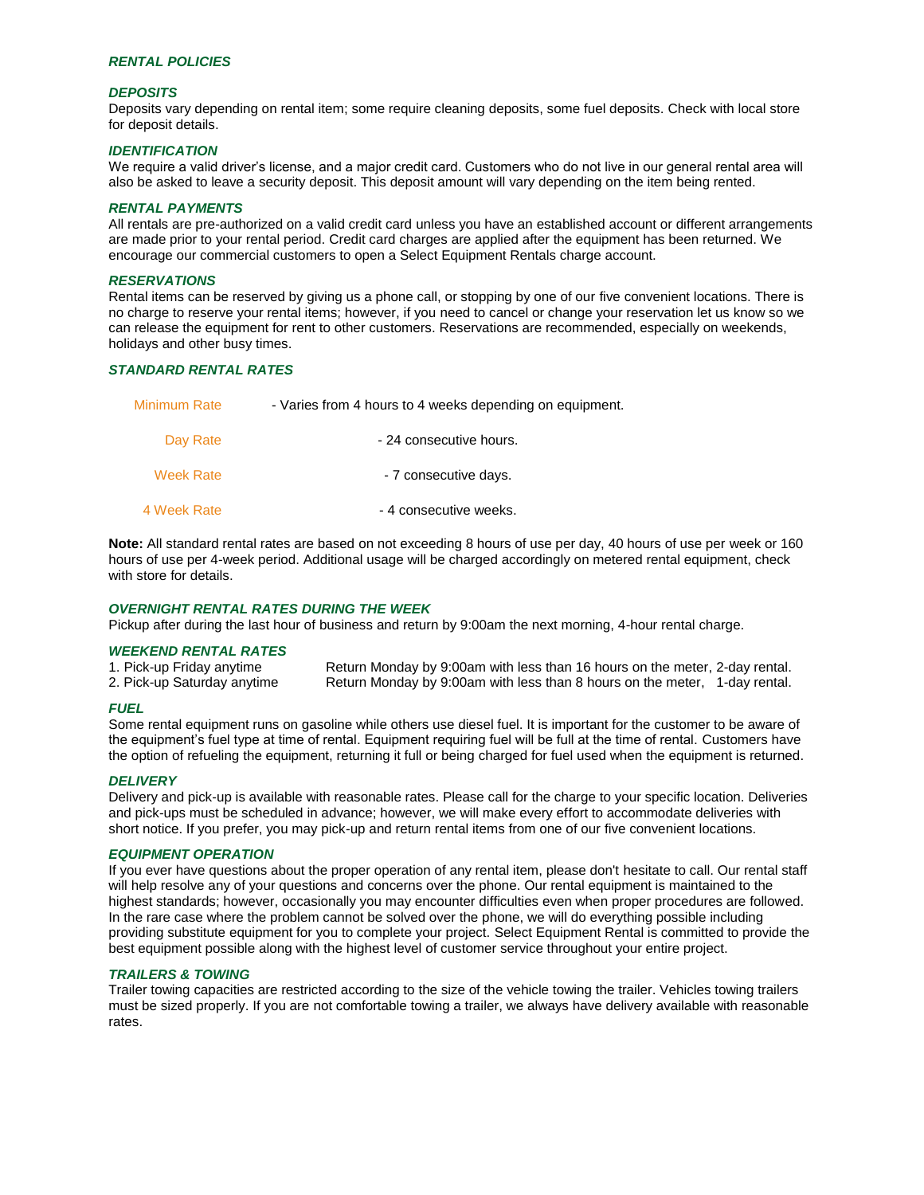## *RENTAL POLICIES*

### *DEPOSITS*

Deposits vary depending on rental item; some require cleaning deposits, some fuel deposits. Check with local store for deposit details.

### *IDENTIFICATION*

We require a valid driver's license, and a major credit card. Customers who do not live in our general rental area will also be asked to leave a security deposit. This deposit amount will vary depending on the item being rented.

### *RENTAL PAYMENTS*

All rentals are pre-authorized on a valid credit card unless you have an established account or different arrangements are made prior to your rental period. Credit card charges are applied after the equipment has been returned. We encourage our commercial customers to open a Select Equipment Rentals charge account.

### *RESERVATIONS*

Rental items can be reserved by giving us a phone call, or stopping by one of our five convenient locations. There is no charge to reserve your rental items; however, if you need to cancel or change your reservation let us know so we can release the equipment for rent to other customers. Reservations are recommended, especially on weekends, holidays and other busy times.

### *STANDARD RENTAL RATES*

| | |
|---|---|
| Minimum Rate | - Varies from 4 hours to 4 weeks depending on equipment. |
| Day Rate | - 24 consecutive hours. |
| Week Rate | - 7 consecutive days. |
| 4 Week Rate | - 4 consecutive weeks. |

**Note:** All standard rental rates are based on not exceeding 8 hours of use per day, 40 hours of use per week or 160 hours of use per 4-week period. Additional usage will be charged accordingly on metered rental equipment, check with store for details.

### *OVERNIGHT RENTAL RATES DURING THE WEEK*

Pickup after during the last hour of business and return by 9:00am the next morning, 4-hour rental charge.

### *WEEKEND RENTAL RATES*

| | |
|---|---|
| 1. Pick-up Friday anytime | Return Monday by 9:00am with less than 16 hours on the meter, 2-day rental. |
| 2. Pick-up Saturday anytime | Return Monday by 9:00am with less than 8 hours on the meter, 1-day rental. |

### *FUEL*

Some rental equipment runs on gasoline while others use diesel fuel. It is important for the customer to be aware of the equipment's fuel type at time of rental. Equipment requiring fuel will be full at the time of rental. Customers have the option of refueling the equipment, returning it full or being charged for fuel used when the equipment is returned.

### *DELIVERY*

Delivery and pick-up is available with reasonable rates. Please call for the charge to your specific location. Deliveries and pick-ups must be scheduled in advance; however, we will make every effort to accommodate deliveries with short notice. If you prefer, you may pick-up and return rental items from one of our five convenient locations.

### *EQUIPMENT OPERATION*

If you ever have questions about the proper operation of any rental item, please don't hesitate to call. Our rental staff will help resolve any of your questions and concerns over the phone. Our rental equipment is maintained to the highest standards; however, occasionally you may encounter difficulties even when proper procedures are followed. In the rare case where the problem cannot be solved over the phone, we will do everything possible including providing substitute equipment for you to complete your project. Select Equipment Rental is committed to provide the best equipment possible along with the highest level of customer service throughout your entire project.

### *TRAILERS & TOWING*

Trailer towing capacities are restricted according to the size of the vehicle towing the trailer. Vehicles towing trailers must be sized properly. If you are not comfortable towing a trailer, we always have delivery available with reasonable rates.